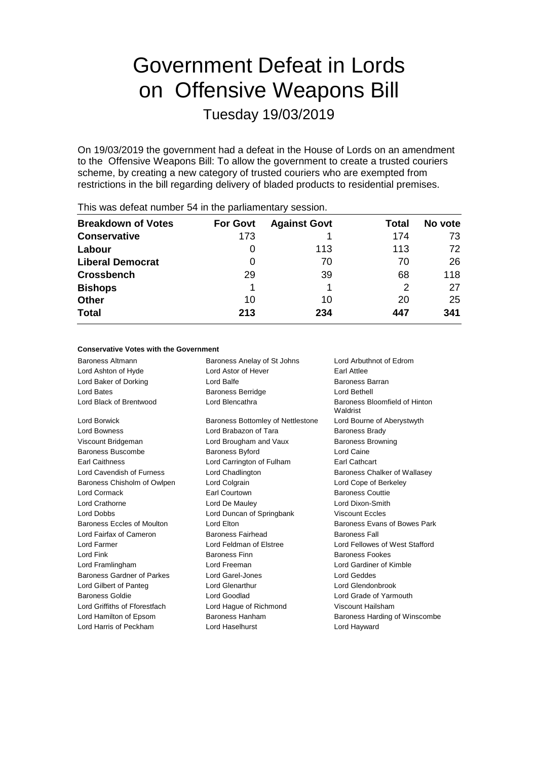# Government Defeat in Lords on Offensive Weapons Bill

Tuesday 19/03/2019

On 19/03/2019 the government had a defeat in the House of Lords on an amendment to the Offensive Weapons Bill: To allow the government to create a trusted couriers scheme, by creating a new category of trusted couriers who are exempted from restrictions in the bill regarding delivery of bladed products to residential premises.

This was defeat number 54 in the parliamentary session.

| Breakdown of Votes | For Govt | Against Govt | Total | No vote |
|---|---|---|---|---|
| **Conservative** | 173 | 1 | 174 | 73 |
| **Labour** | 0 | 113 | 113 | 72 |
| **Liberal Democrat** | 0 | 70 | 70 | 26 |
| **Crossbench** | 29 | 39 | 68 | 118 |
| **Bishops** | 1 | 1 | 2 | 27 |
| **Other** | 10 | 10 | 20 | 25 |
| **Total** | **213** | **234** | **447** | **341** |

**Conservative Votes with the Government**

| | | |
|---|---|---|
| Baroness Altmann | Baroness Anelay of St Johns | Lord Arbuthnot of Edrom |
| Lord Ashton of Hyde | Lord Astor of Hever | Earl Attlee |
| Lord Baker of Dorking | Lord Balfe | Baroness Barran |
| Lord Bates | Baroness Berridge | Lord Bethell |
| Lord Black of Brentwood | Lord Blencathra | Baroness Bloomfield of Hinton Waldrist |
| Lord Borwick | Baroness Bottomley of Nettlestone | Lord Bourne of Aberystwyth |
| Lord Bowness | Lord Brabazon of Tara | Baroness Brady |
| Viscount Bridgeman | Lord Brougham and Vaux | Baroness Browning |
| Baroness Buscombe | Baroness Byford | Lord Caine |
| Earl Caithness | Lord Carrington of Fulham | Earl Cathcart |
| Lord Cavendish of Furness | Lord Chadlington | Baroness Chalker of Wallasey |
| Baroness Chisholm of Owlpen | Lord Colgrain | Lord Cope of Berkeley |
| Lord Cormack | Earl Courtown | Baroness Couttie |
| Lord Crathorne | Lord De Mauley | Lord Dixon-Smith |
| Lord Dobbs | Lord Duncan of Springbank | Viscount Eccles |
| Baroness Eccles of Moulton | Lord Elton | Baroness Evans of Bowes Park |
| Lord Fairfax of Cameron | Baroness Fairhead | Baroness Fall |
| Lord Farmer | Lord Feldman of Elstree | Lord Fellowes of West Stafford |
| Lord Fink | Baroness Finn | Baroness Fookes |
| Lord Framlingham | Lord Freeman | Lord Gardiner of Kimble |
| Baroness Gardner of Parkes | Lord Garel-Jones | Lord Geddes |
| Lord Gilbert of Panteg | Lord Glenarthur | Lord Glendonbrook |
| Baroness Goldie | Lord Goodlad | Lord Grade of Yarmouth |
| Lord Griffiths of Fforestfach | Lord Hague of Richmond | Viscount Hailsham |
| Lord Hamilton of Epsom | Baroness Hanham | Baroness Harding of Winscombe |
| Lord Harris of Peckham | Lord Haselhurst | Lord Hayward |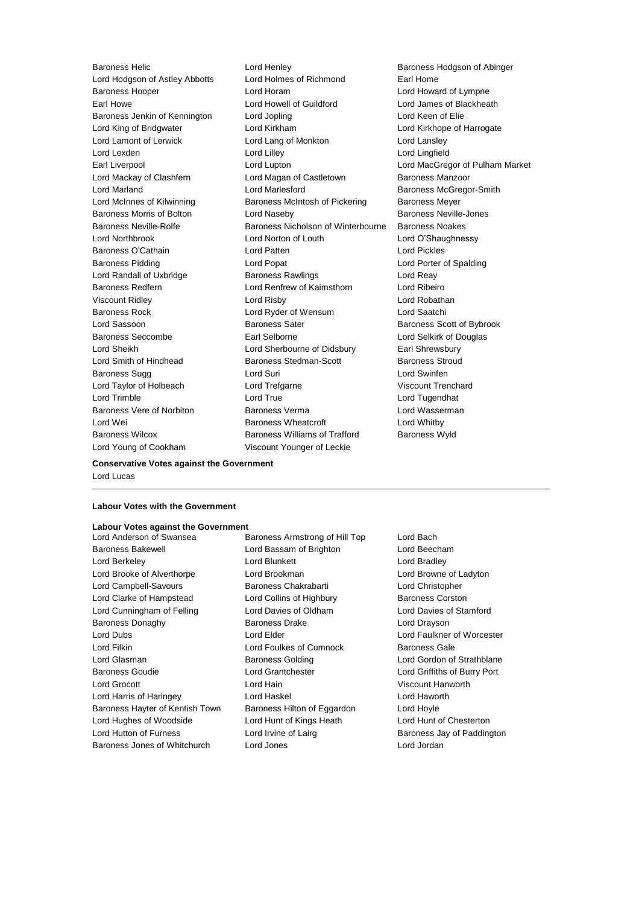Baroness Helic
Lord Henley
Baroness Hodgson of Abinger
Lord Hodgson of Astley Abbotts
Lord Holmes of Richmond
Earl Home
Baroness Hooper
Lord Horam
Lord Howard of Lympne
Earl Howe
Lord Howell of Guildford
Lord James of Blackheath
Baroness Jenkin of Kennington
Lord Jopling
Lord Keen of Elie
Lord King of Bridgwater
Lord Kirkham
Lord Kirkhope of Harrogate
Lord Lamont of Lerwick
Lord Lang of Monkton
Lord Lansley
Lord Lexden
Lord Lilley
Lord Lingfield
Earl Liverpool
Lord Lupton
Lord MacGregor of Pulham Market
Lord Mackay of Clashfern
Lord Magan of Castletown
Baroness Manzoor
Lord Marland
Lord Marlesford
Baroness McGregor-Smith
Lord McInnes of Kilwinning
Baroness McIntosh of Pickering
Baroness Meyer
Baroness Morris of Bolton
Lord Naseby
Baroness Neville-Jones
Baroness Neville-Rolfe
Baroness Nicholson of Winterbourne
Baroness Noakes
Lord Northbrook
Lord Norton of Louth
Lord O'Shaughnessy
Baroness O'Cathain
Lord Patten
Lord Pickles
Baroness Pidding
Lord Popat
Lord Porter of Spalding
Lord Randall of Uxbridge
Baroness Rawlings
Lord Reay
Baroness Redfern
Lord Renfrew of Kaimsthorn
Lord Ribeiro
Viscount Ridley
Lord Risby
Lord Robathan
Baroness Rock
Lord Ryder of Wensum
Lord Saatchi
Lord Sassoon
Baroness Sater
Baroness Scott of Bybrook
Baroness Seccombe
Earl Selborne
Lord Selkirk of Douglas
Lord Sheikh
Lord Sherbourne of Didsbury
Earl Shrewsbury
Lord Smith of Hindhead
Baroness Stedman-Scott
Baroness Stroud
Baroness Sugg
Lord Suri
Lord Swinfen
Lord Taylor of Holbeach
Lord Trefgarne
Viscount Trenchard
Lord Trimble
Lord True
Lord Tugendhat
Baroness Vere of Norbiton
Baroness Verma
Lord Wasserman
Lord Wei
Baroness Wheatcroft
Lord Whitby
Baroness Wilcox
Baroness Williams of Trafford
Baroness Wyld
Lord Young of Cookham
Viscount Younger of Leckie

**Conservative Votes against the Government**

Lord Lucas

---

**Labour Votes with the Government**

**Labour Votes against the Government**

Lord Anderson of Swansea
Baroness Armstrong of Hill Top
Lord Bach
Baroness Bakewell
Lord Bassam of Brighton
Lord Beecham
Lord Berkeley
Lord Blunkett
Lord Bradley
Lord Brooke of Alverthorpe
Lord Brookman
Lord Browne of Ladyton
Lord Campbell-Savours
Baroness Chakrabarti
Lord Christopher
Lord Clarke of Hampstead
Lord Collins of Highbury
Baroness Corston
Lord Cunningham of Felling
Lord Davies of Oldham
Lord Davies of Stamford
Baroness Donaghy
Baroness Drake
Lord Drayson
Lord Dubs
Lord Elder
Lord Faulkner of Worcester
Lord Filkin
Lord Foulkes of Cumnock
Baroness Gale
Lord Glasman
Baroness Golding
Lord Gordon of Strathblane
Baroness Goudie
Lord Grantchester
Lord Griffiths of Burry Port
Lord Grocott
Lord Hain
Viscount Hanworth
Lord Harris of Haringey
Lord Haskel
Lord Haworth
Baroness Hayter of Kentish Town
Baroness Hilton of Eggardon
Lord Hoyle
Lord Hughes of Woodside
Lord Hunt of Kings Heath
Lord Hunt of Chesterton
Lord Hutton of Furness
Lord Irvine of Lairg
Baroness Jay of Paddington
Baroness Jones of Whitchurch
Lord Jones
Lord Jordan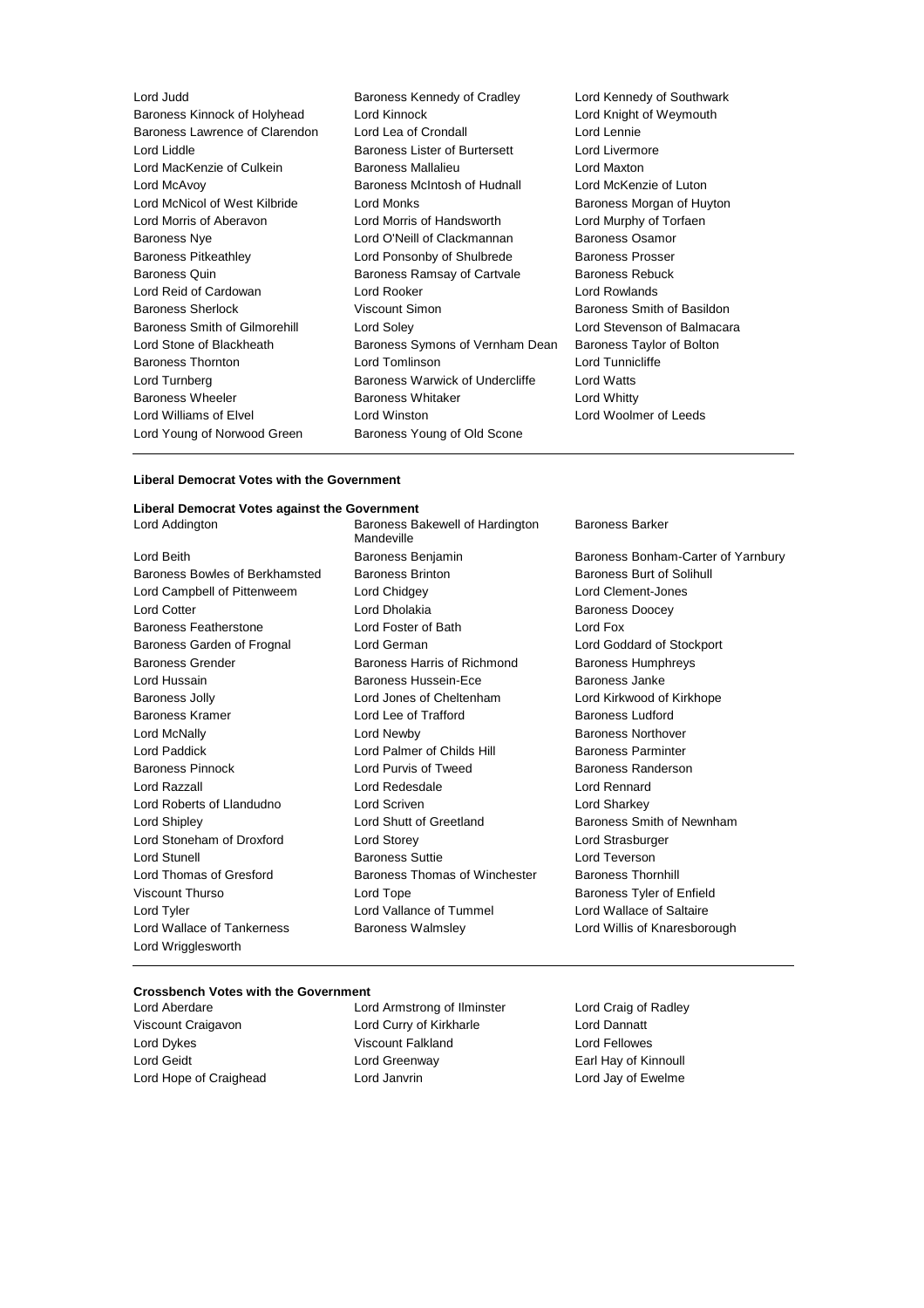Lord Judd
Baroness Kennedy of Cradley
Lord Kennedy of Southwark
Baroness Kinnock of Holyhead
Lord Kinnock
Lord Knight of Weymouth
Baroness Lawrence of Clarendon
Lord Lea of Crondall
Lord Lennie
Lord Liddle
Baroness Lister of Burtersett
Lord Livermore
Lord MacKenzie of Culkein
Baroness Mallalieu
Lord Maxton
Lord McAvoy
Baroness McIntosh of Hudnall
Lord McKenzie of Luton
Lord McNicol of West Kilbride
Lord Monks
Baroness Morgan of Huyton
Lord Morris of Aberavon
Lord Morris of Handsworth
Lord Murphy of Torfaen
Baroness Nye
Lord O'Neill of Clackmannan
Baroness Osamor
Baroness Pitkeathley
Lord Ponsonby of Shulbrede
Baroness Prosser
Baroness Quin
Baroness Ramsay of Cartvale
Baroness Rebuck
Lord Reid of Cardowan
Lord Rooker
Lord Rowlands
Baroness Sherlock
Viscount Simon
Baroness Smith of Basildon
Baroness Smith of Gilmorehill
Lord Soley
Lord Stevenson of Balmacara
Lord Stone of Blackheath
Baroness Symons of Vernham Dean
Baroness Taylor of Bolton
Baroness Thornton
Lord Tomlinson
Lord Tunnicliffe
Lord Turnberg
Baroness Warwick of Undercliffe
Lord Watts
Baroness Wheeler
Baroness Whitaker
Lord Whitty
Lord Williams of Elvel
Lord Winston
Lord Woolmer of Leeds
Lord Young of Norwood Green
Baroness Young of Old Scone

---

**Liberal Democrat Votes with the Government**

**Liberal Democrat Votes against the Government**

Lord Addington
Baroness Bakewell of Hardington Mandeville
Baroness Barker
Lord Beith
Baroness Benjamin
Baroness Bonham-Carter of Yarnbury
Baroness Bowles of Berkhamsted
Baroness Brinton
Baroness Burt of Solihull
Lord Campbell of Pittenweem
Lord Chidgey
Lord Clement-Jones
Lord Cotter
Lord Dholakia
Baroness Doocey
Baroness Featherstone
Lord Foster of Bath
Lord Fox
Baroness Garden of Frognal
Lord German
Lord Goddard of Stockport
Baroness Grender
Baroness Harris of Richmond
Baroness Humphreys
Lord Hussain
Baroness Hussein-Ece
Baroness Janke
Baroness Jolly
Lord Jones of Cheltenham
Lord Kirkwood of Kirkhope
Baroness Kramer
Lord Lee of Trafford
Baroness Ludford
Lord McNally
Lord Newby
Baroness Northover
Lord Paddick
Lord Palmer of Childs Hill
Baroness Parminter
Baroness Pinnock
Lord Purvis of Tweed
Baroness Randerson
Lord Razzall
Lord Redesdale
Lord Rennard
Lord Roberts of Llandudno
Lord Scriven
Lord Sharkey
Lord Shipley
Lord Shutt of Greetland
Baroness Smith of Newnham
Lord Stoneham of Droxford
Lord Storey
Lord Strasburger
Lord Stunell
Baroness Suttie
Lord Teverson
Lord Thomas of Gresford
Baroness Thomas of Winchester
Baroness Thornhill
Viscount Thurso
Lord Tope
Baroness Tyler of Enfield
Lord Tyler
Lord Vallance of Tummel
Lord Wallace of Saltaire
Lord Wallace of Tankerness
Baroness Walmsley
Lord Willis of Knaresborough
Lord Wrigglesworth

---

**Crossbench Votes with the Government**

Lord Aberdare
Lord Armstrong of Ilminster
Lord Craig of Radley
Viscount Craigavon
Lord Curry of Kirkharle
Lord Dannatt
Lord Dykes
Viscount Falkland
Lord Fellowes
Lord Geidt
Lord Greenway
Earl Hay of Kinnoull
Lord Hope of Craighead
Lord Janvrin
Lord Jay of Ewelme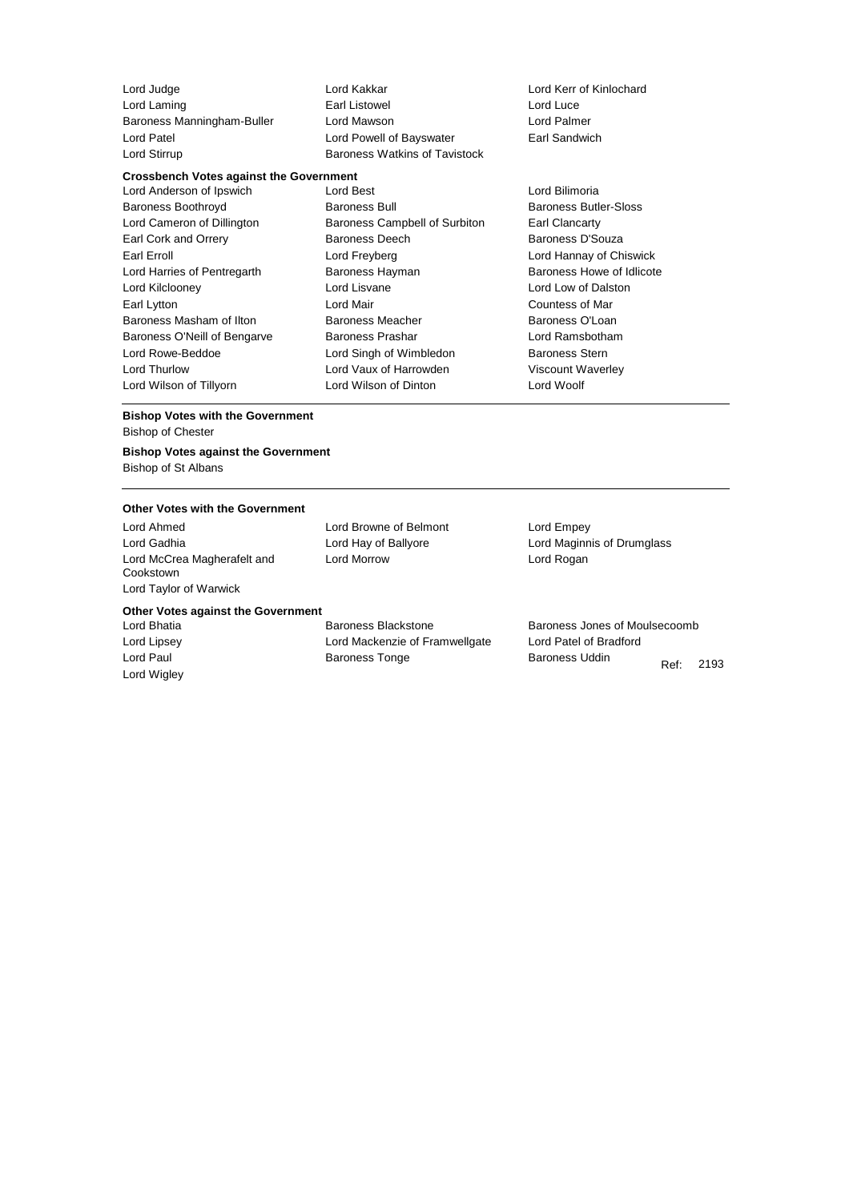Lord Judge
Lord Kakkar
Lord Kerr of Kinlochard
Lord Laming
Earl Listowel
Lord Luce
Baroness Manningham-Buller
Lord Mawson
Lord Palmer
Lord Patel
Lord Powell of Bayswater
Earl Sandwich
Lord Stirrup
Baroness Watkins of Tavistock

**Crossbench Votes against the Government**

Lord Anderson of Ipswich
Lord Best
Lord Bilimoria
Baroness Boothroyd
Baroness Bull
Baroness Butler-Sloss
Lord Cameron of Dillington
Baroness Campbell of Surbiton
Earl Clancarty
Earl Cork and Orrery
Baroness Deech
Baroness D'Souza
Earl Erroll
Lord Freyberg
Lord Hannay of Chiswick
Lord Harries of Pentregarth
Baroness Hayman
Baroness Howe of Idlicote
Lord Kilclooney
Lord Lisvane
Lord Low of Dalston
Earl Lytton
Lord Mair
Countess of Mar
Baroness Masham of Ilton
Baroness Meacher
Baroness O'Loan
Baroness O'Neill of Bengarve
Baroness Prashar
Lord Ramsbotham
Lord Rowe-Beddoe
Lord Singh of Wimbledon
Baroness Stern
Lord Thurlow
Lord Vaux of Harrowden
Viscount Waverley
Lord Wilson of Tillyorn
Lord Wilson of Dinton
Lord Woolf

**Bishop Votes with the Government**

Bishop of Chester

**Bishop Votes against the Government**

Bishop of St Albans

**Other Votes with the Government**

Lord Ahmed
Lord Browne of Belmont
Lord Empey
Lord Gadhia
Lord Hay of Ballyore
Lord Maginnis of Drumglass
Lord McCrea Magherafelt and Cookstown
Lord Morrow
Lord Rogan
Lord Taylor of Warwick

**Other Votes against the Government**

Lord Bhatia
Baroness Blackstone
Baroness Jones of Moulsecoomb
Lord Lipsey
Lord Mackenzie of Framwellgate
Lord Patel of Bradford
Lord Paul
Baroness Tonge
Baroness Uddin
Lord Wigley

Ref: 2193